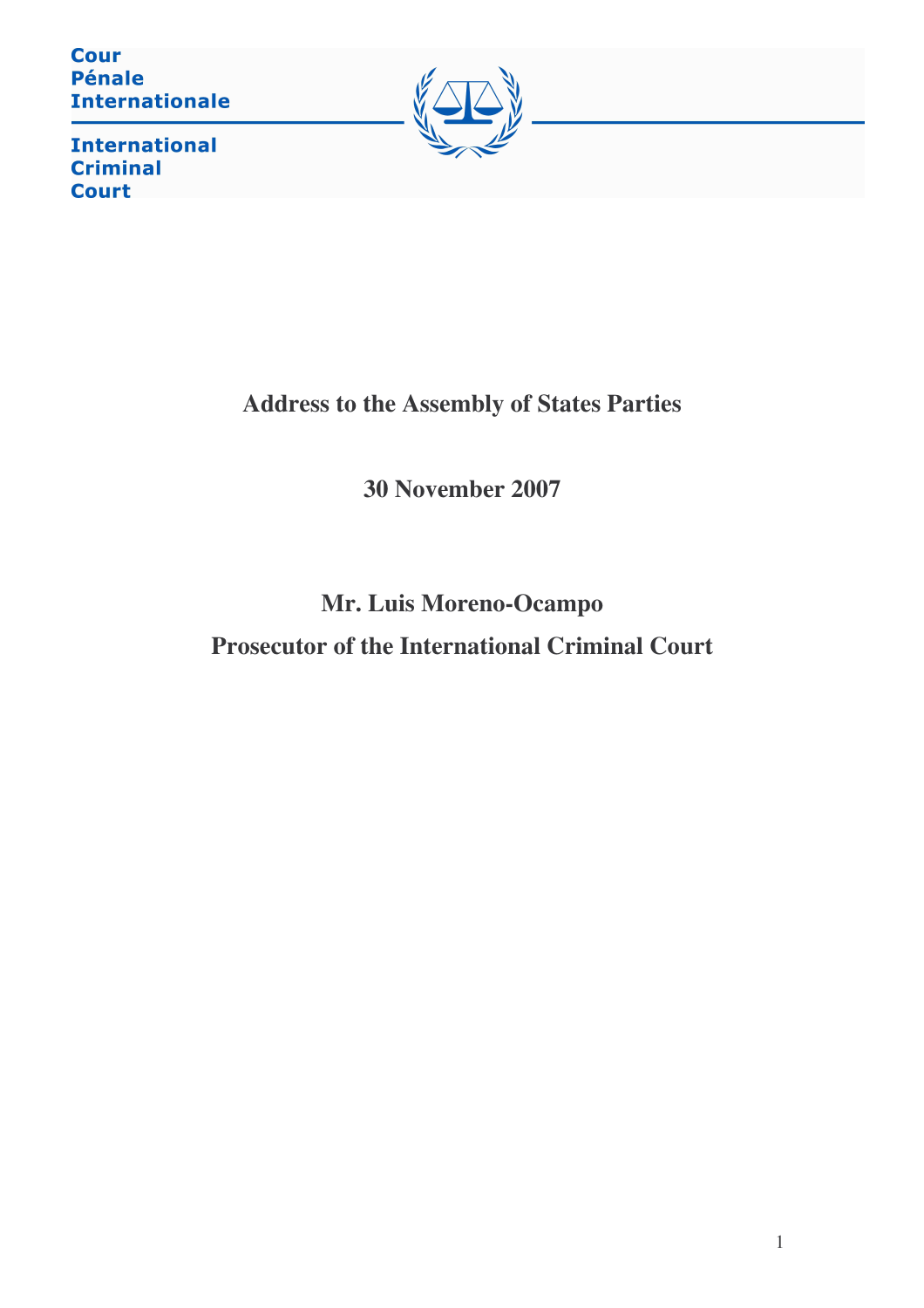Cour
Pénale
Internationale

International
Criminal
Court

# Address to the Assembly of States Parties

## 30 November 2007

## Mr. Luis Moreno-Ocampo

## Prosecutor of the International Criminal Court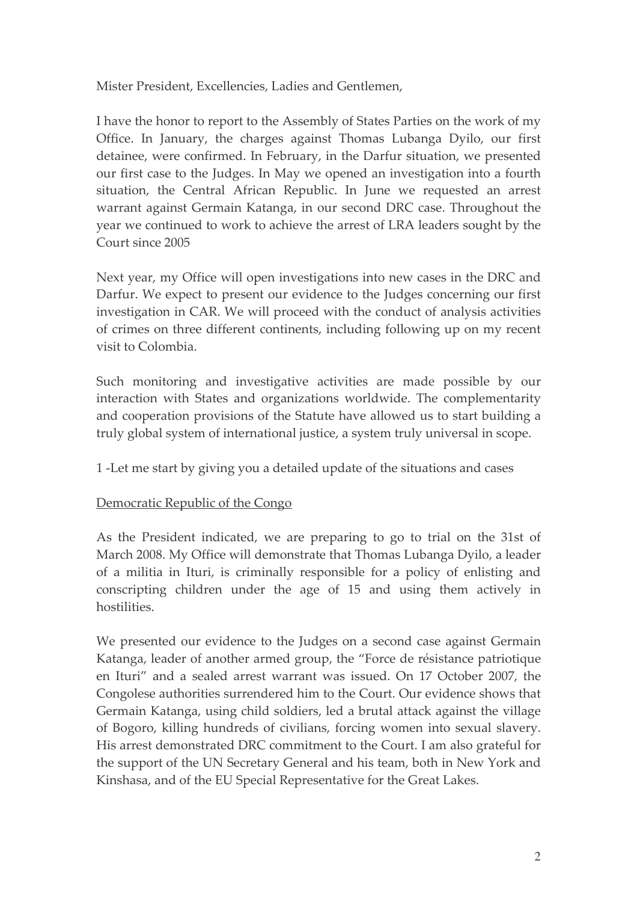Mister President, Excellencies, Ladies and Gentlemen,

I have the honor to report to the Assembly of States Parties on the work of my Office. In January, the charges against Thomas Lubanga Dyilo, our first detainee, were confirmed. In February, in the Darfur situation, we presented our first case to the Judges. In May we opened an investigation into a fourth situation, the Central African Republic. In June we requested an arrest warrant against Germain Katanga, in our second DRC case. Throughout the year we continued to work to achieve the arrest of LRA leaders sought by the Court since 2005

Next year, my Office will open investigations into new cases in the DRC and Darfur. We expect to present our evidence to the Judges concerning our first investigation in CAR. We will proceed with the conduct of analysis activities of crimes on three different continents, including following up on my recent visit to Colombia.

Such monitoring and investigative activities are made possible by our interaction with States and organizations worldwide. The complementarity and cooperation provisions of the Statute have allowed us to start building a truly global system of international justice, a system truly universal in scope.

1 -Let me start by giving you a detailed update of the situations and cases

<u>Democratic Republic of the Congo</u>

As the President indicated, we are preparing to go to trial on the 31st of March 2008. My Office will demonstrate that Thomas Lubanga Dyilo, a leader of a militia in Ituri, is criminally responsible for a policy of enlisting and conscripting children under the age of 15 and using them actively in hostilities.

We presented our evidence to the Judges on a second case against Germain Katanga, leader of another armed group, the "Force de résistance patriotique en Ituri" and a sealed arrest warrant was issued. On 17 October 2007, the Congolese authorities surrendered him to the Court. Our evidence shows that Germain Katanga, using child soldiers, led a brutal attack against the village of Bogoro, killing hundreds of civilians, forcing women into sexual slavery. His arrest demonstrated DRC commitment to the Court. I am also grateful for the support of the UN Secretary General and his team, both in New York and Kinshasa, and of the EU Special Representative for the Great Lakes.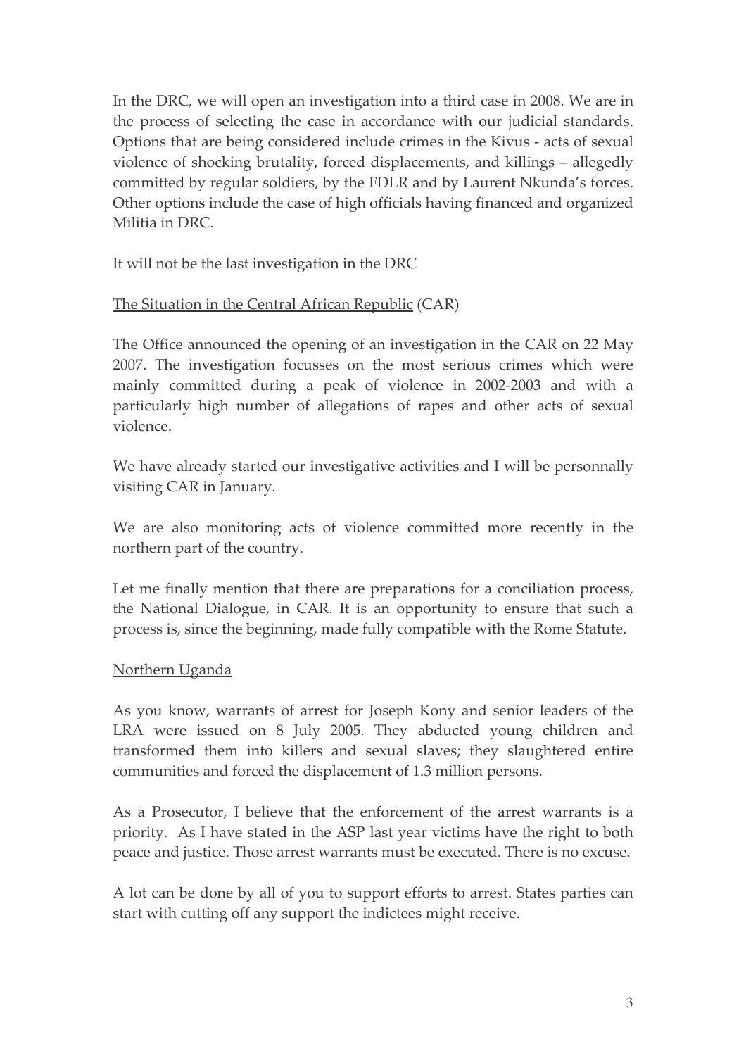In the DRC, we will open an investigation into a third case in 2008. We are in the process of selecting the case in accordance with our judicial standards. Options that are being considered include crimes in the Kivus - acts of sexual violence of shocking brutality, forced displacements, and killings – allegedly committed by regular soldiers, by the FDLR and by Laurent Nkunda's forces. Other options include the case of high officials having financed and organized Militia in DRC.

It will not be the last investigation in the DRC

<u>The Situation in the Central African Republic</u> (CAR)

The Office announced the opening of an investigation in the CAR on 22 May 2007. The investigation focusses on the most serious crimes which were mainly committed during a peak of violence in 2002-2003 and with a particularly high number of allegations of rapes and other acts of sexual violence.

We have already started our investigative activities and I will be personnally visiting CAR in January.

We are also monitoring acts of violence committed more recently in the northern part of the country.

Let me finally mention that there are preparations for a conciliation process, the National Dialogue, in CAR. It is an opportunity to ensure that such a process is, since the beginning, made fully compatible with the Rome Statute.

<u>Northern Uganda</u>

As you know, warrants of arrest for Joseph Kony and senior leaders of the LRA were issued on 8 July 2005. They abducted young children and transformed them into killers and sexual slaves; they slaughtered entire communities and forced the displacement of 1.3 million persons.

As a Prosecutor, I believe that the enforcement of the arrest warrants is a priority. As I have stated in the ASP last year victims have the right to both peace and justice. Those arrest warrants must be executed. There is no excuse.

A lot can be done by all of you to support efforts to arrest. States parties can start with cutting off any support the indictees might receive.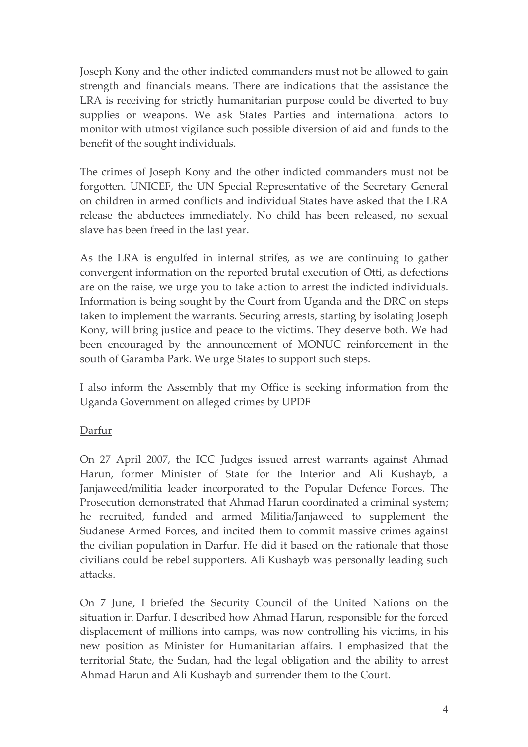Joseph Kony and the other indicted commanders must not be allowed to gain strength and financials means. There are indications that the assistance the LRA is receiving for strictly humanitarian purpose could be diverted to buy supplies or weapons. We ask States Parties and international actors to monitor with utmost vigilance such possible diversion of aid and funds to the benefit of the sought individuals.

The crimes of Joseph Kony and the other indicted commanders must not be forgotten. UNICEF, the UN Special Representative of the Secretary General on children in armed conflicts and individual States have asked that the LRA release the abductees immediately. No child has been released, no sexual slave has been freed in the last year.

As the LRA is engulfed in internal strifes, as we are continuing to gather convergent information on the reported brutal execution of Otti, as defections are on the raise, we urge you to take action to arrest the indicted individuals. Information is being sought by the Court from Uganda and the DRC on steps taken to implement the warrants. Securing arrests, starting by isolating Joseph Kony, will bring justice and peace to the victims. They deserve both. We had been encouraged by the announcement of MONUC reinforcement in the south of Garamba Park. We urge States to support such steps.

I also inform the Assembly that my Office is seeking information from the Uganda Government on alleged crimes by UPDF

<u>Darfur</u>

On 27 April 2007, the ICC Judges issued arrest warrants against Ahmad Harun, former Minister of State for the Interior and Ali Kushayb, a Janjaweed/militia leader incorporated to the Popular Defence Forces. The Prosecution demonstrated that Ahmad Harun coordinated a criminal system; he recruited, funded and armed Militia/Janjaweed to supplement the Sudanese Armed Forces, and incited them to commit massive crimes against the civilian population in Darfur. He did it based on the rationale that those civilians could be rebel supporters. Ali Kushayb was personally leading such attacks.

On 7 June, I briefed the Security Council of the United Nations on the situation in Darfur. I described how Ahmad Harun, responsible for the forced displacement of millions into camps, was now controlling his victims, in his new position as Minister for Humanitarian affairs. I emphasized that the territorial State, the Sudan, had the legal obligation and the ability to arrest Ahmad Harun and Ali Kushayb and surrender them to the Court.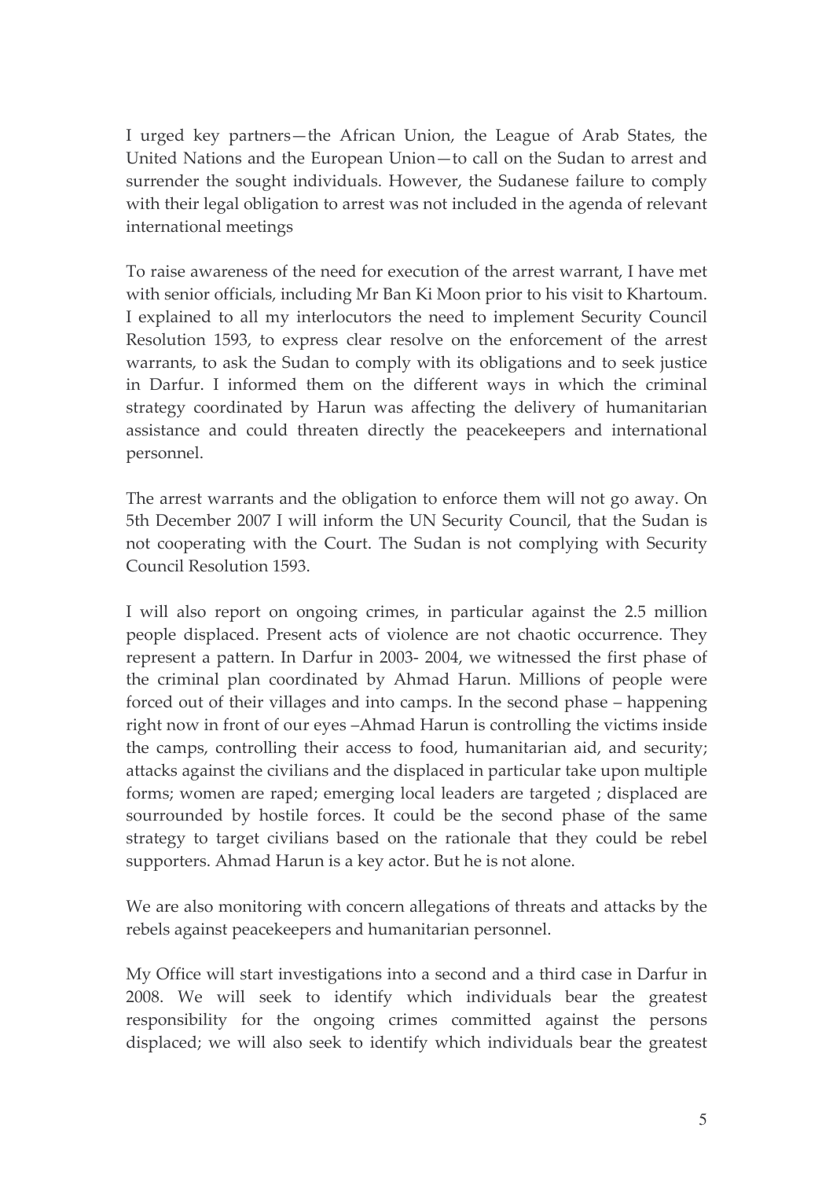I urged key partners—the African Union, the League of Arab States, the United Nations and the European Union—to call on the Sudan to arrest and surrender the sought individuals. However, the Sudanese failure to comply with their legal obligation to arrest was not included in the agenda of relevant international meetings

To raise awareness of the need for execution of the arrest warrant, I have met with senior officials, including Mr Ban Ki Moon prior to his visit to Khartoum. I explained to all my interlocutors the need to implement Security Council Resolution 1593, to express clear resolve on the enforcement of the arrest warrants, to ask the Sudan to comply with its obligations and to seek justice in Darfur. I informed them on the different ways in which the criminal strategy coordinated by Harun was affecting the delivery of humanitarian assistance and could threaten directly the peacekeepers and international personnel.

The arrest warrants and the obligation to enforce them will not go away. On 5th December 2007 I will inform the UN Security Council, that the Sudan is not cooperating with the Court. The Sudan is not complying with Security Council Resolution 1593.

I will also report on ongoing crimes, in particular against the 2.5 million people displaced. Present acts of violence are not chaotic occurrence. They represent a pattern. In Darfur in 2003- 2004, we witnessed the first phase of the criminal plan coordinated by Ahmad Harun. Millions of people were forced out of their villages and into camps. In the second phase – happening right now in front of our eyes –Ahmad Harun is controlling the victims inside the camps, controlling their access to food, humanitarian aid, and security; attacks against the civilians and the displaced in particular take upon multiple forms; women are raped; emerging local leaders are targeted ; displaced are sourrounded by hostile forces. It could be the second phase of the same strategy to target civilians based on the rationale that they could be rebel supporters. Ahmad Harun is a key actor. But he is not alone.

We are also monitoring with concern allegations of threats and attacks by the rebels against peacekeepers and humanitarian personnel.

My Office will start investigations into a second and a third case in Darfur in 2008. We will seek to identify which individuals bear the greatest responsibility for the ongoing crimes committed against the persons displaced; we will also seek to identify which individuals bear the greatest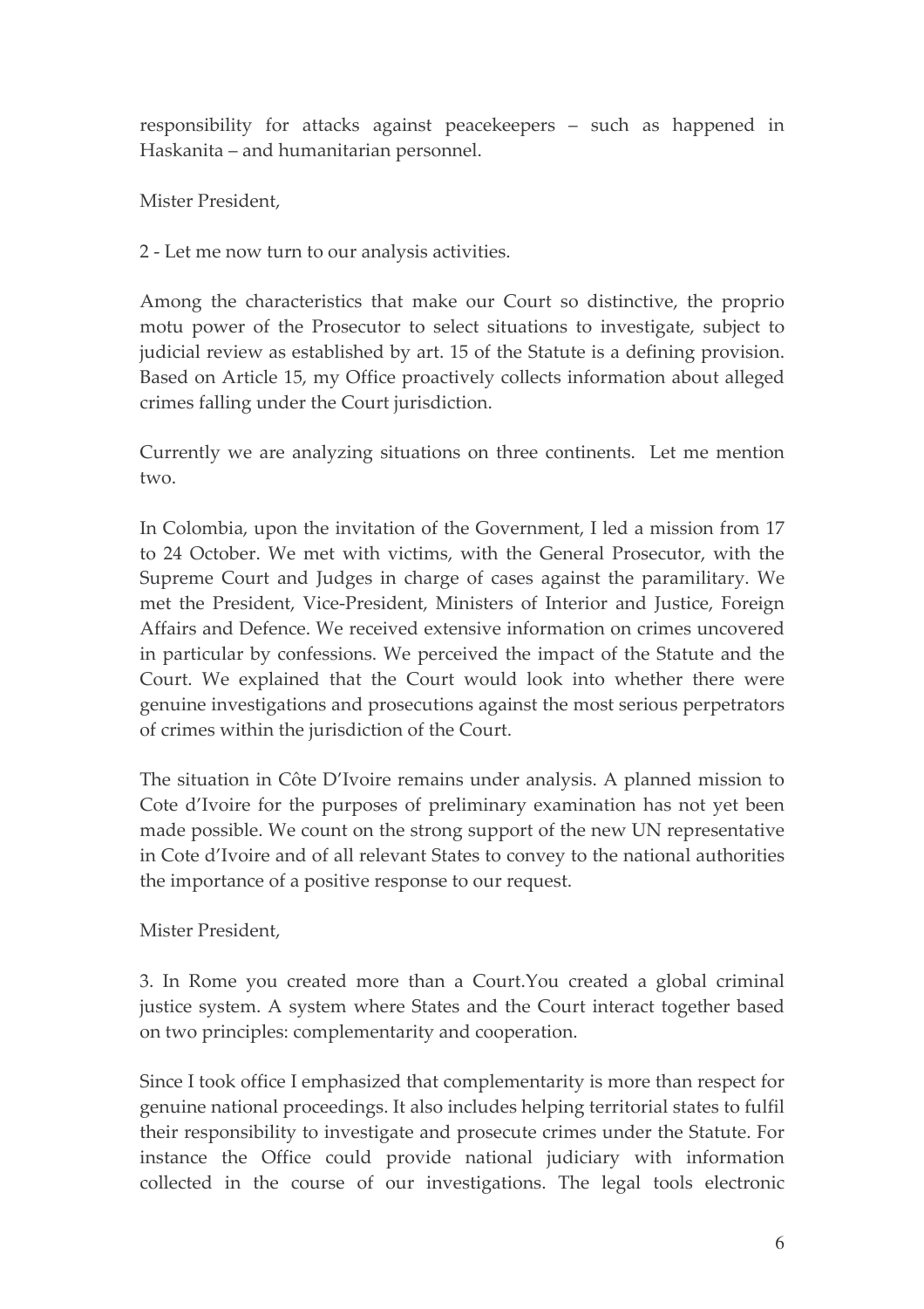responsibility for attacks against peacekeepers – such as happened in Haskanita – and humanitarian personnel.

Mister President,

2 - Let me now turn to our analysis activities.

Among the characteristics that make our Court so distinctive, the proprio motu power of the Prosecutor to select situations to investigate, subject to judicial review as established by art. 15 of the Statute is a defining provision. Based on Article 15, my Office proactively collects information about alleged crimes falling under the Court jurisdiction.

Currently we are analyzing situations on three continents. Let me mention two.

In Colombia, upon the invitation of the Government, I led a mission from 17 to 24 October. We met with victims, with the General Prosecutor, with the Supreme Court and Judges in charge of cases against the paramilitary. We met the President, Vice-President, Ministers of Interior and Justice, Foreign Affairs and Defence. We received extensive information on crimes uncovered in particular by confessions. We perceived the impact of the Statute and the Court. We explained that the Court would look into whether there were genuine investigations and prosecutions against the most serious perpetrators of crimes within the jurisdiction of the Court.

The situation in Côte D'Ivoire remains under analysis. A planned mission to Cote d'Ivoire for the purposes of preliminary examination has not yet been made possible. We count on the strong support of the new UN representative in Cote d'Ivoire and of all relevant States to convey to the national authorities the importance of a positive response to our request.

Mister President,

3. In Rome you created more than a Court.You created a global criminal justice system. A system where States and the Court interact together based on two principles: complementarity and cooperation.

Since I took office I emphasized that complementarity is more than respect for genuine national proceedings. It also includes helping territorial states to fulfil their responsibility to investigate and prosecute crimes under the Statute. For instance the Office could provide national judiciary with information collected in the course of our investigations. The legal tools electronic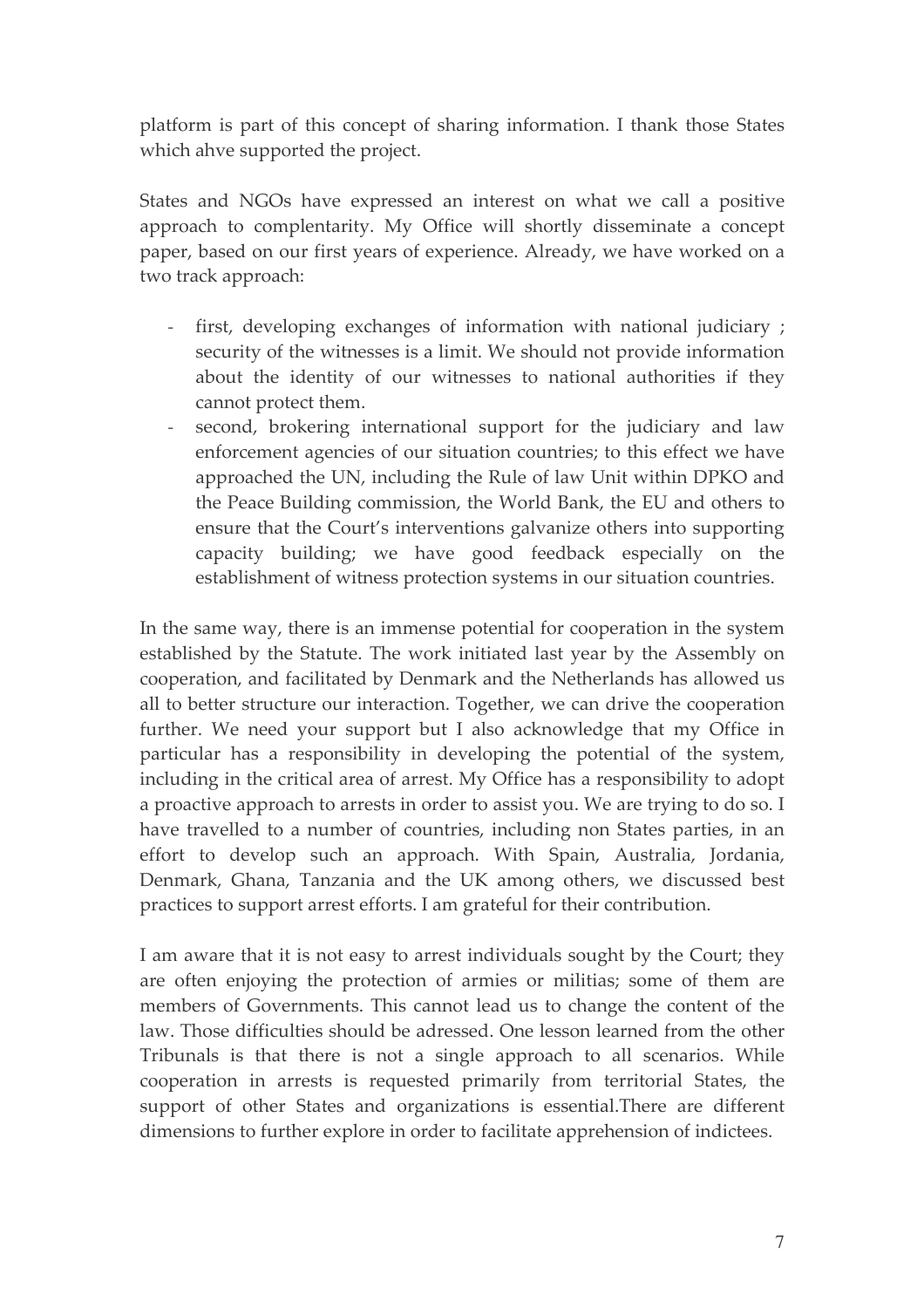platform is part of this concept of sharing information. I thank those States which ahve supported the project.

States and NGOs have expressed an interest on what we call a positive approach to complentarity. My Office will shortly disseminate a concept paper, based on our first years of experience. Already, we have worked on a two track approach:

- first, developing exchanges of information with national judiciary ; security of the witnesses is a limit. We should not provide information about the identity of our witnesses to national authorities if they cannot protect them.
- second, brokering international support for the judiciary and law enforcement agencies of our situation countries; to this effect we have approached the UN, including the Rule of law Unit within DPKO and the Peace Building commission, the World Bank, the EU and others to ensure that the Court's interventions galvanize others into supporting capacity building; we have good feedback especially on the establishment of witness protection systems in our situation countries.

In the same way, there is an immense potential for cooperation in the system established by the Statute. The work initiated last year by the Assembly on cooperation, and facilitated by Denmark and the Netherlands has allowed us all to better structure our interaction. Together, we can drive the cooperation further. We need your support but I also acknowledge that my Office in particular has a responsibility in developing the potential of the system, including in the critical area of arrest. My Office has a responsibility to adopt a proactive approach to arrests in order to assist you. We are trying to do so. I have travelled to a number of countries, including non States parties, in an effort to develop such an approach. With Spain, Australia, Jordania, Denmark, Ghana, Tanzania and the UK among others, we discussed best practices to support arrest efforts. I am grateful for their contribution.

I am aware that it is not easy to arrest individuals sought by the Court; they are often enjoying the protection of armies or militias; some of them are members of Governments. This cannot lead us to change the content of the law. Those difficulties should be adressed. One lesson learned from the other Tribunals is that there is not a single approach to all scenarios. While cooperation in arrests is requested primarily from territorial States, the support of other States and organizations is essential.There are different dimensions to further explore in order to facilitate apprehension of indictees.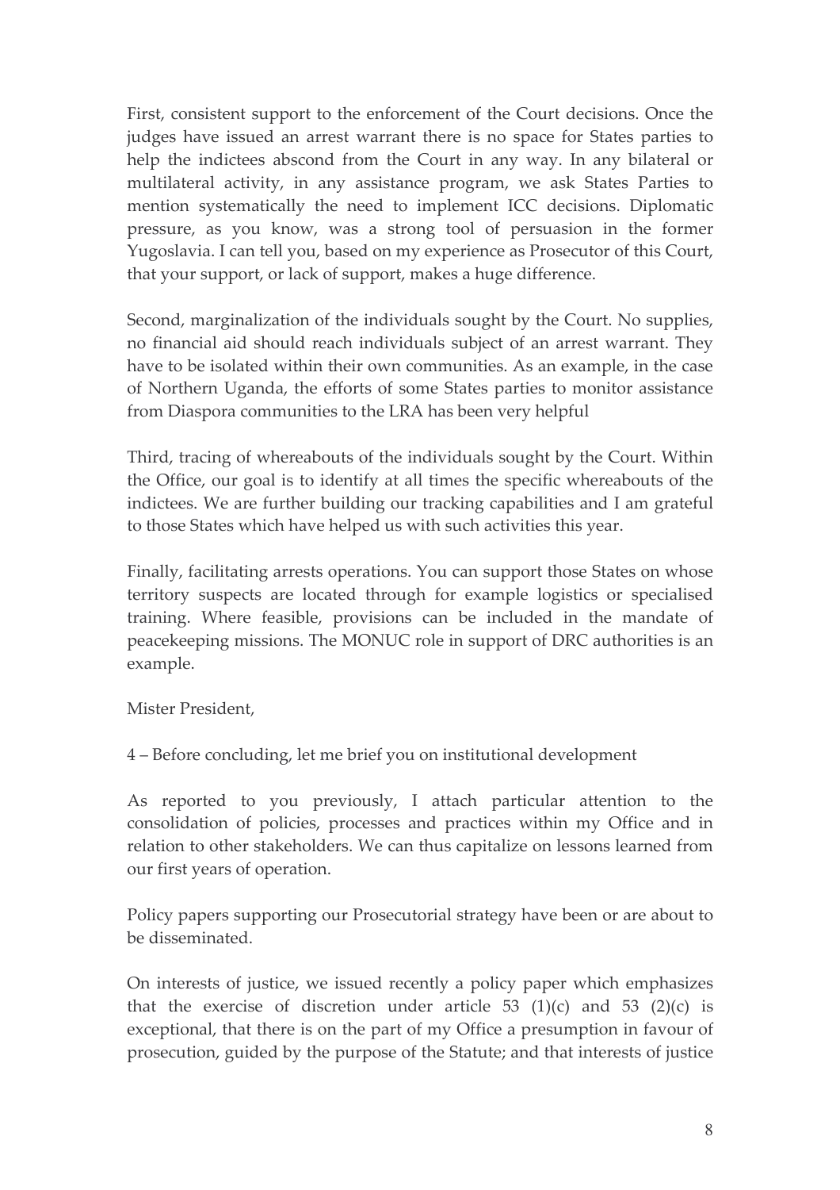First, consistent support to the enforcement of the Court decisions. Once the judges have issued an arrest warrant there is no space for States parties to help the indictees abscond from the Court in any way. In any bilateral or multilateral activity, in any assistance program, we ask States Parties to mention systematically the need to implement ICC decisions. Diplomatic pressure, as you know, was a strong tool of persuasion in the former Yugoslavia. I can tell you, based on my experience as Prosecutor of this Court, that your support, or lack of support, makes a huge difference.

Second, marginalization of the individuals sought by the Court. No supplies, no financial aid should reach individuals subject of an arrest warrant. They have to be isolated within their own communities. As an example, in the case of Northern Uganda, the efforts of some States parties to monitor assistance from Diaspora communities to the LRA has been very helpful

Third, tracing of whereabouts of the individuals sought by the Court. Within the Office, our goal is to identify at all times the specific whereabouts of the indictees. We are further building our tracking capabilities and I am grateful to those States which have helped us with such activities this year.

Finally, facilitating arrests operations. You can support those States on whose territory suspects are located through for example logistics or specialised training. Where feasible, provisions can be included in the mandate of peacekeeping missions. The MONUC role in support of DRC authorities is an example.

Mister President,

4 – Before concluding, let me brief you on institutional development

As reported to you previously, I attach particular attention to the consolidation of policies, processes and practices within my Office and in relation to other stakeholders. We can thus capitalize on lessons learned from our first years of operation.

Policy papers supporting our Prosecutorial strategy have been or are about to be disseminated.

On interests of justice, we issued recently a policy paper which emphasizes that the exercise of discretion under article 53 (1)(c) and 53 (2)(c) is exceptional, that there is on the part of my Office a presumption in favour of prosecution, guided by the purpose of the Statute; and that interests of justice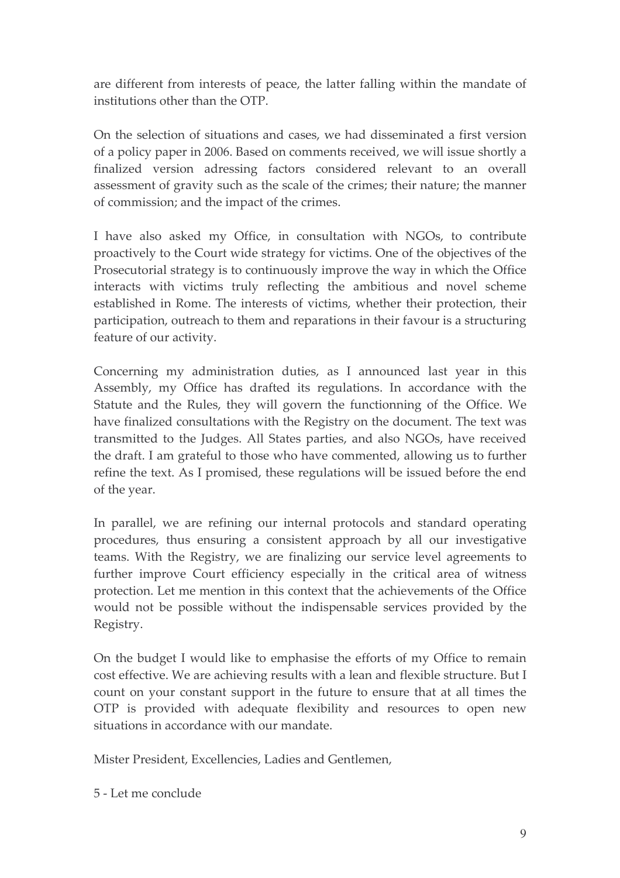are different from interests of peace, the latter falling within the mandate of institutions other than the OTP.

On the selection of situations and cases, we had disseminated a first version of a policy paper in 2006. Based on comments received, we will issue shortly a finalized version adressing factors considered relevant to an overall assessment of gravity such as the scale of the crimes; their nature; the manner of commission; and the impact of the crimes.

I have also asked my Office, in consultation with NGOs, to contribute proactively to the Court wide strategy for victims. One of the objectives of the Prosecutorial strategy is to continuously improve the way in which the Office interacts with victims truly reflecting the ambitious and novel scheme established in Rome. The interests of victims, whether their protection, their participation, outreach to them and reparations in their favour is a structuring feature of our activity.

Concerning my administration duties, as I announced last year in this Assembly, my Office has drafted its regulations. In accordance with the Statute and the Rules, they will govern the functionning of the Office. We have finalized consultations with the Registry on the document. The text was transmitted to the Judges. All States parties, and also NGOs, have received the draft. I am grateful to those who have commented, allowing us to further refine the text. As I promised, these regulations will be issued before the end of the year.

In parallel, we are refining our internal protocols and standard operating procedures, thus ensuring a consistent approach by all our investigative teams. With the Registry, we are finalizing our service level agreements to further improve Court efficiency especially in the critical area of witness protection. Let me mention in this context that the achievements of the Office would not be possible without the indispensable services provided by the Registry.

On the budget I would like to emphasise the efforts of my Office to remain cost effective. We are achieving results with a lean and flexible structure. But I count on your constant support in the future to ensure that at all times the OTP is provided with adequate flexibility and resources to open new situations in accordance with our mandate.

Mister President, Excellencies, Ladies and Gentlemen,

5 - Let me conclude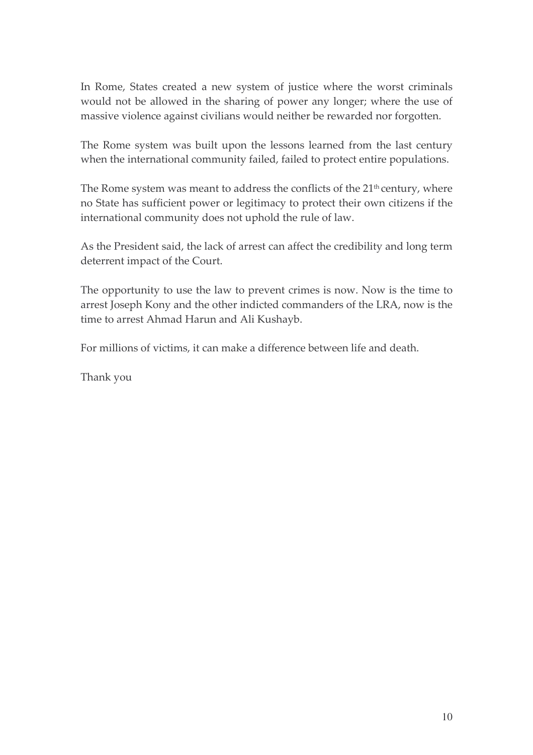In Rome, States created a new system of justice where the worst criminals would not be allowed in the sharing of power any longer; where the use of massive violence against civilians would neither be rewarded nor forgotten.

The Rome system was built upon the lessons learned from the last century when the international community failed, failed to protect entire populations.

The Rome system was meant to address the conflicts of the 21st century, where no State has sufficient power or legitimacy to protect their own citizens if the international community does not uphold the rule of law.

As the President said, the lack of arrest can affect the credibility and long term deterrent impact of the Court.

The opportunity to use the law to prevent crimes is now. Now is the time to arrest Joseph Kony and the other indicted commanders of the LRA, now is the time to arrest Ahmad Harun and Ali Kushayb.

For millions of victims, it can make a difference between life and death.

Thank you